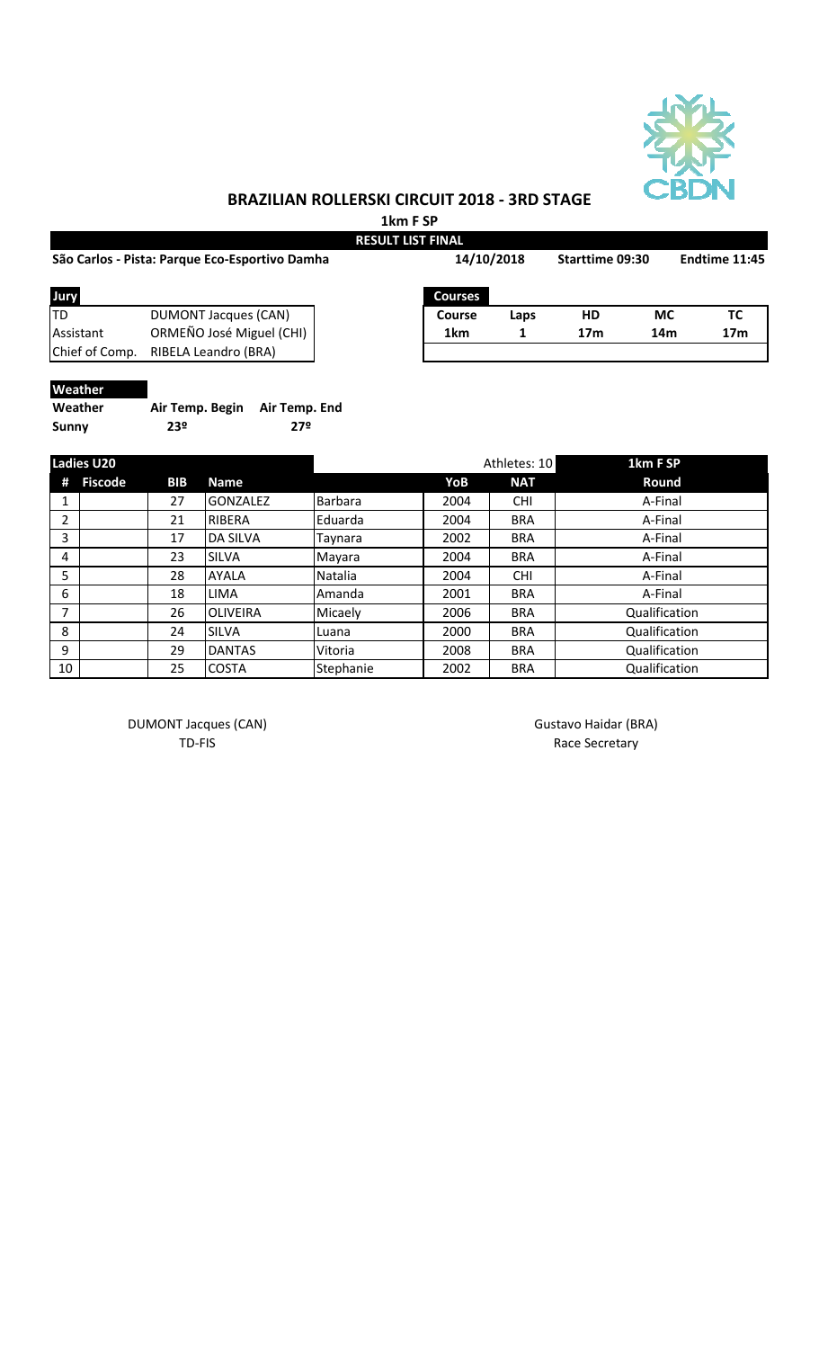# BRAZILIAN ROLLERSKI CIRCUIT 2018 - 3RD STAGE

## 1km F SP

### RESULT LIST FINAL

**São Carlos - Pista: Parque Eco-Esportivo Damha** | **14/10/2018** | **Starttime 09:30** | **Endtime 11:45**

| Jury | |
|---|---|
| TD | DUMONT Jacques (CAN) |
| Assistant | ORMEÑO José Miguel (CHI) |
| Chief of Comp. | RIBELA Leandro (BRA) |

| Courses | | | | |
|---|---|---|---|---|
| Course | Laps | HD | MC | TC |
| 1km | 1 | 17m | 14m | 17m |

**Weather**

| Weather | Air Temp. Begin | Air Temp. End |
|---|---|---|
| Sunny | 23º | 27º |

| Ladies U20 | | | | | | Athletes: 10 | 1km F SP |
|---|---|---|---|---|---|---|---|
| # | Fiscode | BIB | Name | | YoB | NAT | Round |
| 1 | | 27 | GONZALEZ | Barbara | 2004 | CHI | A-Final |
| 2 | | 21 | RIBERA | Eduarda | 2004 | BRA | A-Final |
| 3 | | 17 | DA SILVA | Taynara | 2002 | BRA | A-Final |
| 4 | | 23 | SILVA | Mayara | 2004 | BRA | A-Final |
| 5 | | 28 | AYALA | Natalia | 2004 | CHI | A-Final |
| 6 | | 18 | LIMA | Amanda | 2001 | BRA | A-Final |
| 7 | | 26 | OLIVEIRA | Micaely | 2006 | BRA | Qualification |
| 8 | | 24 | SILVA | Luana | 2000 | BRA | Qualification |
| 9 | | 29 | DANTAS | Vitoria | 2008 | BRA | Qualification |
| 10 | | 25 | COSTA | Stephanie | 2002 | BRA | Qualification |

DUMONT Jacques (CAN)
TD-FIS

Gustavo Haidar (BRA)
Race Secretary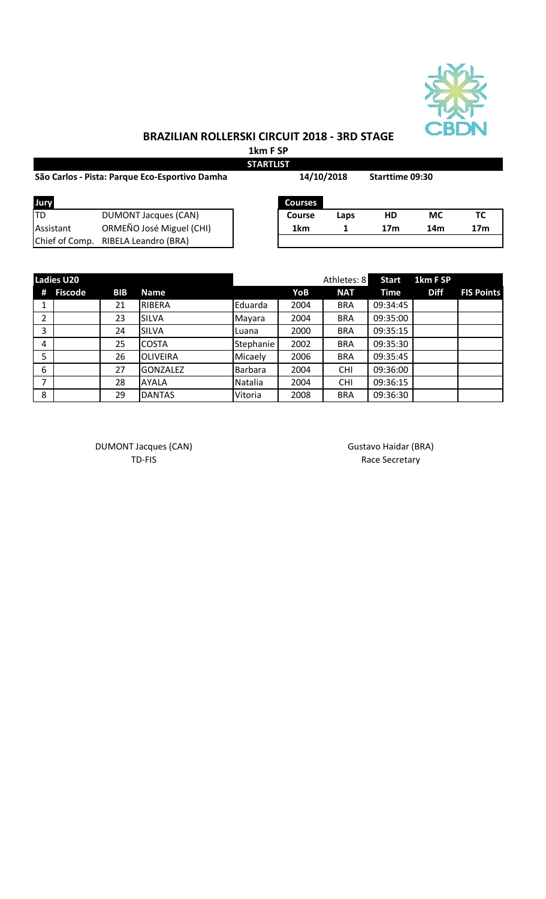## BRAZILIAN ROLLERSKI CIRCUIT 2018 - 3RD STAGE

**1km F SP**

**STARTLIST**

**São Carlos - Pista: Parque Eco-Esportivo Damha** **14/10/2018** **Starttime 09:30**

| Jury | |
|---|---|
| TD | DUMONT Jacques (CAN) |
| Assistant | ORMEÑO José Miguel (CHI) |
| Chief of Comp. | RIBELA Leandro (BRA) |

| Courses | | | | |
|---|---|---|---|---|
| **Course** | **Laps** | **HD** | **MC** | **TC** |
| 1km | 1 | 17m | 14m | 17m |

| Ladies U20 | | | | | | Athletes: 8 | Start | 1km F SP | |
|---|---|---|---|---|---|---|---|---|---|
| # | Fiscode | BIB | Name | | YoB | NAT | Time | Diff | FIS Points |
| 1 | | 21 | RIBERA | Eduarda | 2004 | BRA | 09:34:45 | | |
| 2 | | 23 | SILVA | Mayara | 2004 | BRA | 09:35:00 | | |
| 3 | | 24 | SILVA | Luana | 2000 | BRA | 09:35:15 | | |
| 4 | | 25 | COSTA | Stephanie | 2002 | BRA | 09:35:30 | | |
| 5 | | 26 | OLIVEIRA | Micaely | 2006 | BRA | 09:35:45 | | |
| 6 | | 27 | GONZALEZ | Barbara | 2004 | CHI | 09:36:00 | | |
| 7 | | 28 | AYALA | Natalia | 2004 | CHI | 09:36:15 | | |
| 8 | | 29 | DANTAS | Vitoria | 2008 | BRA | 09:36:30 | | |

DUMONT Jacques (CAN)
TD-FIS

Gustavo Haidar (BRA)
Race Secretary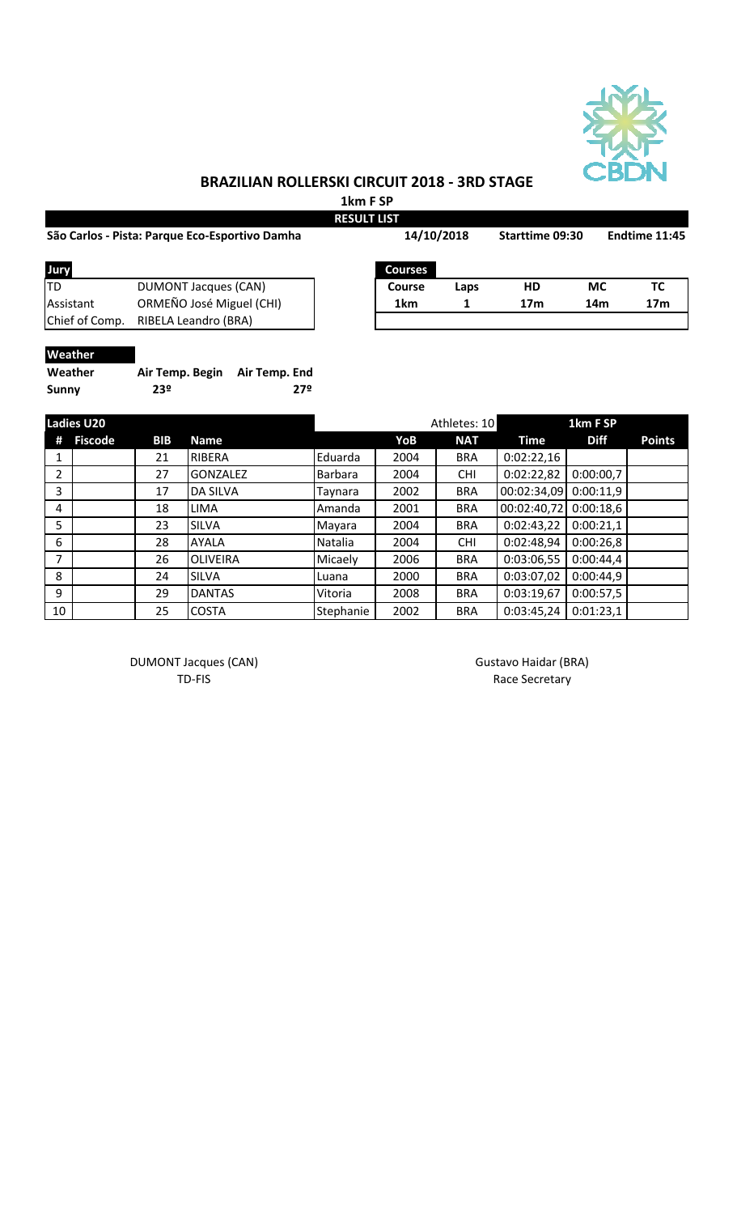CBDN

## BRAZILIAN ROLLERSKI CIRCUIT 2018 - 3RD STAGE

**1km F SP**

**RESULT LIST**

**São Carlos - Pista: Parque Eco-Esportivo Damha** | **14/10/2018** | **Starttime 09:30** | **Endtime 11:45**

| Jury | |
|---|---|
| TD | DUMONT Jacques (CAN) |
| Assistant | ORMEÑO José Miguel (CHI) |
| Chief of Comp. | RIBELA Leandro (BRA) |

| Courses | | | | |
|---|---|---|---|---|
| **Course** | **Laps** | **HD** | **MC** | **TC** |
| **1km** | **1** | **17m** | **14m** | **17m** |

**Weather**

| Weather | Air Temp. Begin | Air Temp. End |
|---|---|---|
| Sunny | 23º | 27º |

**Ladies U20** — Athletes: 10 — **1km F SP**

| # | Fiscode | BIB | Name | | YoB | NAT | Time | Diff | Points |
|---|---|---|---|---|---|---|---|---|---|
| 1 | | 21 | RIBERA | Eduarda | 2004 | BRA | 0:02:22,16 | | |
| 2 | | 27 | GONZALEZ | Barbara | 2004 | CHI | 0:02:22,82 | 0:00:00,7 | |
| 3 | | 17 | DA SILVA | Taynara | 2002 | BRA | 00:02:34,09 | 0:00:11,9 | |
| 4 | | 18 | LIMA | Amanda | 2001 | BRA | 00:02:40,72 | 0:00:18,6 | |
| 5 | | 23 | SILVA | Mayara | 2004 | BRA | 0:02:43,22 | 0:00:21,1 | |
| 6 | | 28 | AYALA | Natalia | 2004 | CHI | 0:02:48,94 | 0:00:26,8 | |
| 7 | | 26 | OLIVEIRA | Micaely | 2006 | BRA | 0:03:06,55 | 0:00:44,4 | |
| 8 | | 24 | SILVA | Luana | 2000 | BRA | 0:03:07,02 | 0:00:44,9 | |
| 9 | | 29 | DANTAS | Vitoria | 2008 | BRA | 0:03:19,67 | 0:00:57,5 | |
| 10 | | 25 | COSTA | Stephanie | 2002 | BRA | 0:03:45,24 | 0:01:23,1 | |

DUMONT Jacques (CAN)
TD-FIS

Gustavo Haidar (BRA)
Race Secretary